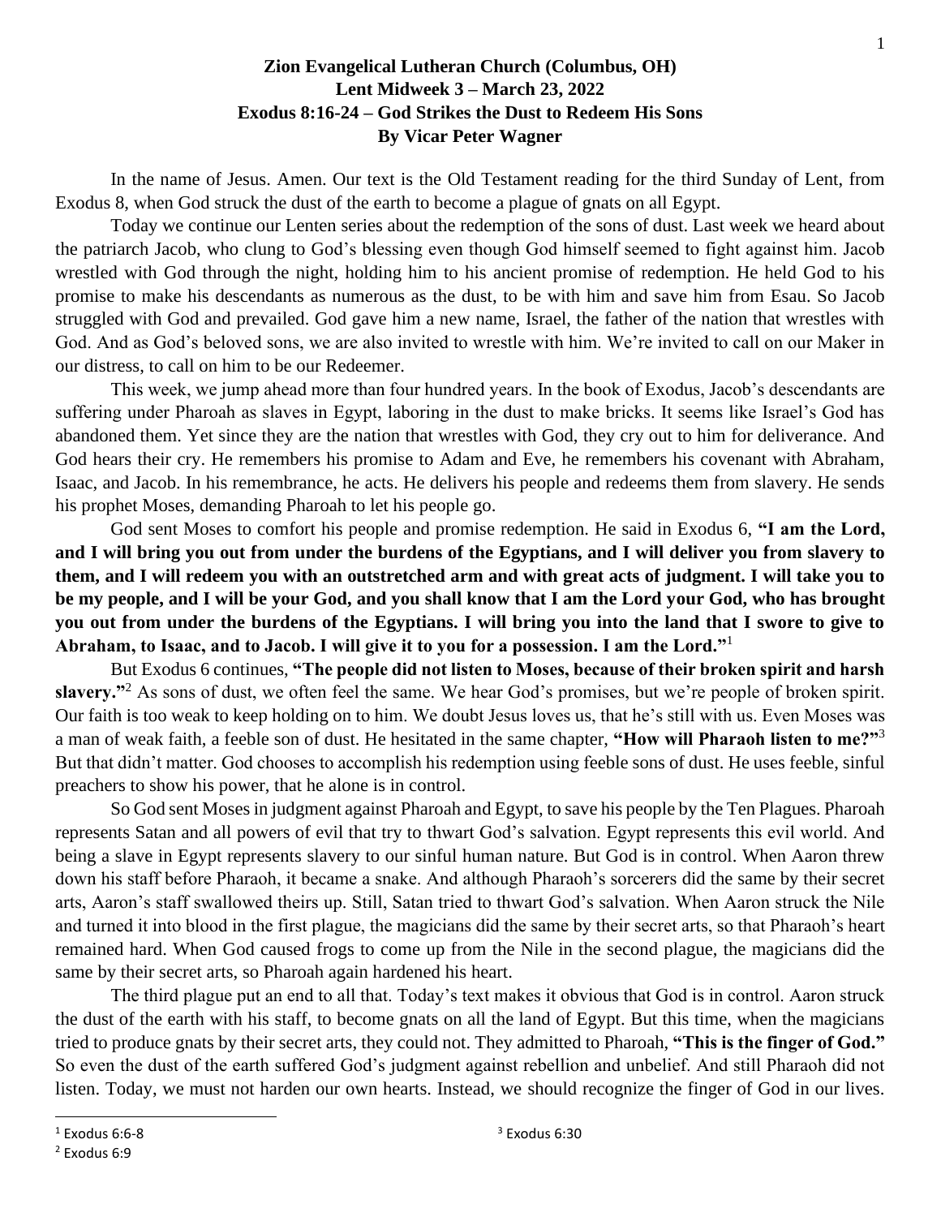**Zion Evangelical Lutheran Church (Columbus, OH)**
**Lent Midweek 3 – March 23, 2022**
**Exodus 8:16-24 – God Strikes the Dust to Redeem His Sons**
**By Vicar Peter Wagner**

In the name of Jesus. Amen. Our text is the Old Testament reading for the third Sunday of Lent, from Exodus 8, when God struck the dust of the earth to become a plague of gnats on all Egypt.

Today we continue our Lenten series about the redemption of the sons of dust. Last week we heard about the patriarch Jacob, who clung to God's blessing even though God himself seemed to fight against him. Jacob wrestled with God through the night, holding him to his ancient promise of redemption. He held God to his promise to make his descendants as numerous as the dust, to be with him and save him from Esau. So Jacob struggled with God and prevailed. God gave him a new name, Israel, the father of the nation that wrestles with God. And as God's beloved sons, we are also invited to wrestle with him. We're invited to call on our Maker in our distress, to call on him to be our Redeemer.

This week, we jump ahead more than four hundred years. In the book of Exodus, Jacob's descendants are suffering under Pharoah as slaves in Egypt, laboring in the dust to make bricks. It seems like Israel's God has abandoned them. Yet since they are the nation that wrestles with God, they cry out to him for deliverance. And God hears their cry. He remembers his promise to Adam and Eve, he remembers his covenant with Abraham, Isaac, and Jacob. In his remembrance, he acts. He delivers his people and redeems them from slavery. He sends his prophet Moses, demanding Pharoah to let his people go.

God sent Moses to comfort his people and promise redemption. He said in Exodus 6, **"I am the Lord, and I will bring you out from under the burdens of the Egyptians, and I will deliver you from slavery to them, and I will redeem you with an outstretched arm and with great acts of judgment. I will take you to be my people, and I will be your God, and you shall know that I am the Lord your God, who has brought you out from under the burdens of the Egyptians. I will bring you into the land that I swore to give to Abraham, to Isaac, and to Jacob. I will give it to you for a possession. I am the Lord."**[1]

But Exodus 6 continues, **"The people did not listen to Moses, because of their broken spirit and harsh slavery."**[2] As sons of dust, we often feel the same. We hear God's promises, but we're people of broken spirit. Our faith is too weak to keep holding on to him. We doubt Jesus loves us, that he's still with us. Even Moses was a man of weak faith, a feeble son of dust. He hesitated in the same chapter, **"How will Pharaoh listen to me?"**[3] But that didn't matter. God chooses to accomplish his redemption using feeble sons of dust. He uses feeble, sinful preachers to show his power, that he alone is in control.

So God sent Moses in judgment against Pharoah and Egypt, to save his people by the Ten Plagues. Pharoah represents Satan and all powers of evil that try to thwart God's salvation. Egypt represents this evil world. And being a slave in Egypt represents slavery to our sinful human nature. But God is in control. When Aaron threw down his staff before Pharaoh, it became a snake. And although Pharaoh's sorcerers did the same by their secret arts, Aaron's staff swallowed theirs up. Still, Satan tried to thwart God's salvation. When Aaron struck the Nile and turned it into blood in the first plague, the magicians did the same by their secret arts, so that Pharaoh's heart remained hard. When God caused frogs to come up from the Nile in the second plague, the magicians did the same by their secret arts, so Pharoah again hardened his heart.

The third plague put an end to all that. Today's text makes it obvious that God is in control. Aaron struck the dust of the earth with his staff, to become gnats on all the land of Egypt. But this time, when the magicians tried to produce gnats by their secret arts, they could not. They admitted to Pharoah, **"This is the finger of God."** So even the dust of the earth suffered God's judgment against rebellion and unbelief. And still Pharaoh did not listen. Today, we must not harden our own hearts. Instead, we should recognize the finger of God in our lives.

[1] Exodus 6:6-8

[2] Exodus 6:9

[3] Exodus 6:30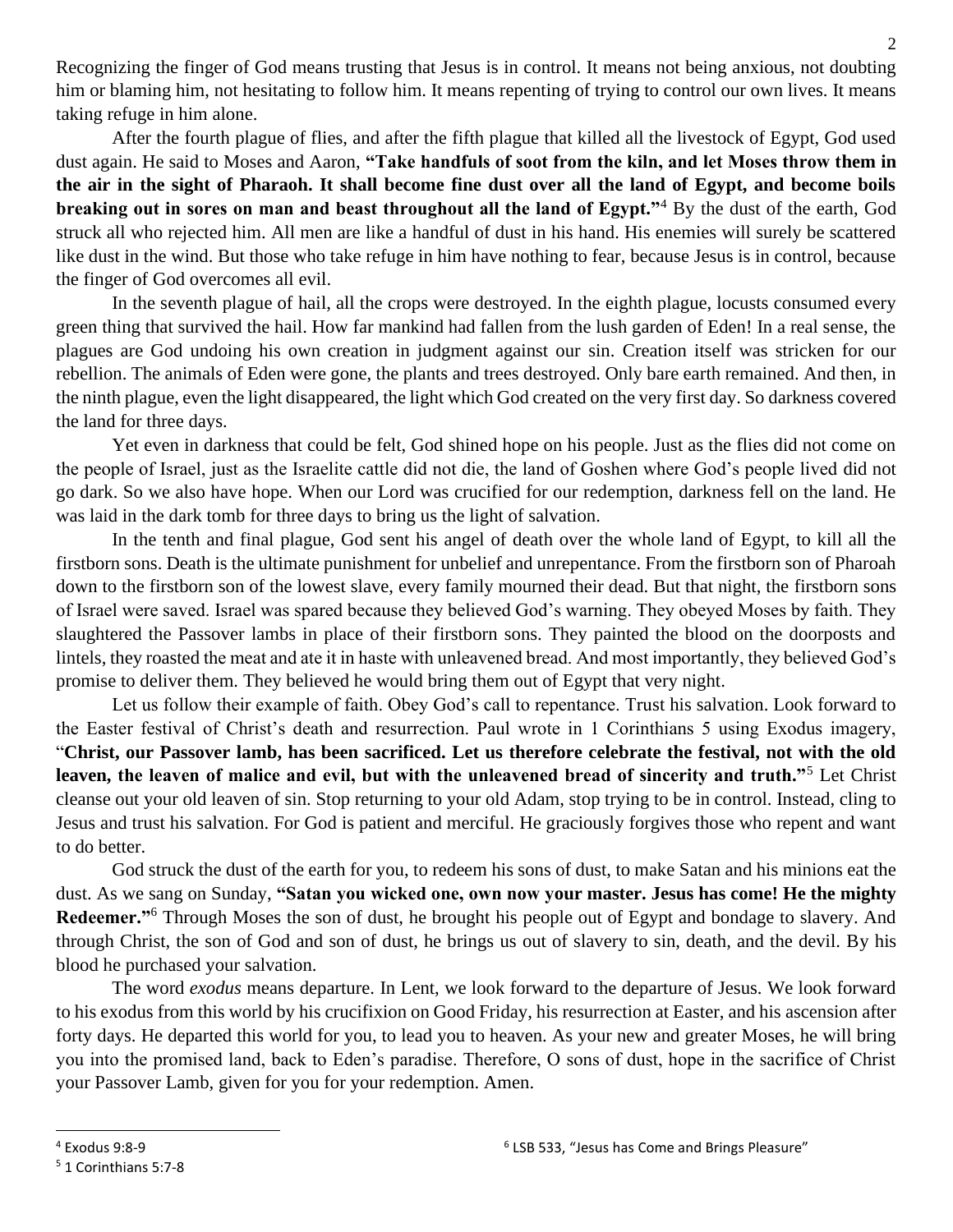Recognizing the finger of God means trusting that Jesus is in control. It means not being anxious, not doubting him or blaming him, not hesitating to follow him. It means repenting of trying to control our own lives. It means taking refuge in him alone.

After the fourth plague of flies, and after the fifth plague that killed all the livestock of Egypt, God used dust again. He said to Moses and Aaron, **"Take handfuls of soot from the kiln, and let Moses throw them in the air in the sight of Pharaoh. It shall become fine dust over all the land of Egypt, and become boils breaking out in sores on man and beast throughout all the land of Egypt."**[4] By the dust of the earth, God struck all who rejected him. All men are like a handful of dust in his hand. His enemies will surely be scattered like dust in the wind. But those who take refuge in him have nothing to fear, because Jesus is in control, because the finger of God overcomes all evil.

In the seventh plague of hail, all the crops were destroyed. In the eighth plague, locusts consumed every green thing that survived the hail. How far mankind had fallen from the lush garden of Eden! In a real sense, the plagues are God undoing his own creation in judgment against our sin. Creation itself was stricken for our rebellion. The animals of Eden were gone, the plants and trees destroyed. Only bare earth remained. And then, in the ninth plague, even the light disappeared, the light which God created on the very first day. So darkness covered the land for three days.

Yet even in darkness that could be felt, God shined hope on his people. Just as the flies did not come on the people of Israel, just as the Israelite cattle did not die, the land of Goshen where God's people lived did not go dark. So we also have hope. When our Lord was crucified for our redemption, darkness fell on the land. He was laid in the dark tomb for three days to bring us the light of salvation.

In the tenth and final plague, God sent his angel of death over the whole land of Egypt, to kill all the firstborn sons. Death is the ultimate punishment for unbelief and unrepentance. From the firstborn son of Pharoah down to the firstborn son of the lowest slave, every family mourned their dead. But that night, the firstborn sons of Israel were saved. Israel was spared because they believed God's warning. They obeyed Moses by faith. They slaughtered the Passover lambs in place of their firstborn sons. They painted the blood on the doorposts and lintels, they roasted the meat and ate it in haste with unleavened bread. And most importantly, they believed God's promise to deliver them. They believed he would bring them out of Egypt that very night.

Let us follow their example of faith. Obey God's call to repentance. Trust his salvation. Look forward to the Easter festival of Christ's death and resurrection. Paul wrote in 1 Corinthians 5 using Exodus imagery, "**Christ, our Passover lamb, has been sacrificed. Let us therefore celebrate the festival, not with the old leaven, the leaven of malice and evil, but with the unleavened bread of sincerity and truth."**[5] Let Christ cleanse out your old leaven of sin. Stop returning to your old Adam, stop trying to be in control. Instead, cling to Jesus and trust his salvation. For God is patient and merciful. He graciously forgives those who repent and want to do better.

God struck the dust of the earth for you, to redeem his sons of dust, to make Satan and his minions eat the dust. As we sang on Sunday, **"Satan you wicked one, own now your master. Jesus has come! He the mighty Redeemer."**[6] Through Moses the son of dust, he brought his people out of Egypt and bondage to slavery. And through Christ, the son of God and son of dust, he brings us out of slavery to sin, death, and the devil. By his blood he purchased your salvation.

The word *exodus* means departure. In Lent, we look forward to the departure of Jesus. We look forward to his exodus from this world by his crucifixion on Good Friday, his resurrection at Easter, and his ascension after forty days. He departed this world for you, to lead you to heaven. As your new and greater Moses, he will bring you into the promised land, back to Eden's paradise. Therefore, O sons of dust, hope in the sacrifice of Christ your Passover Lamb, given for you for your redemption. Amen.

---

[4] Exodus 9:8-9

[5] 1 Corinthians 5:7-8

[6] LSB 533, "Jesus has Come and Brings Pleasure"